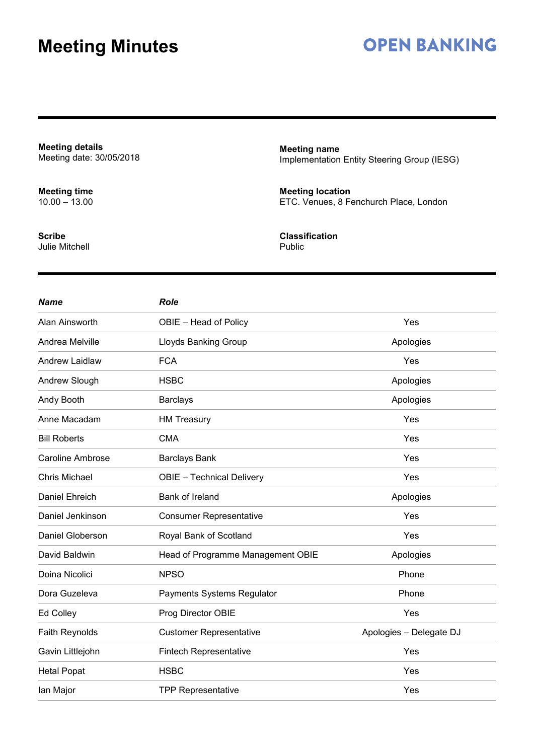# Meeting Minutes

**OPEN BANKING**

**Meeting details**
Meeting date: 30/05/2018

**Meeting name**
Implementation Entity Steering Group (IESG)

**Meeting time**
10.00 – 13.00

**Meeting location**
ETC. Venues, 8 Fenchurch Place, London

**Scribe**
Julie Mitchell

**Classification**
Public

| *Name* | *Role* | |
|---|---|---|
| Alan Ainsworth | OBIE – Head of Policy | Yes |
| Andrea Melville | Lloyds Banking Group | Apologies |
| Andrew Laidlaw | FCA | Yes |
| Andrew Slough | HSBC | Apologies |
| Andy Booth | Barclays | Apologies |
| Anne Macadam | HM Treasury | Yes |
| Bill Roberts | CMA | Yes |
| Caroline Ambrose | Barclays Bank | Yes |
| Chris Michael | OBIE – Technical Delivery | Yes |
| Daniel Ehreich | Bank of Ireland | Apologies |
| Daniel Jenkinson | Consumer Representative | Yes |
| Daniel Globerson | Royal Bank of Scotland | Yes |
| David Baldwin | Head of Programme Management OBIE | Apologies |
| Doina Nicolici | NPSO | Phone |
| Dora Guzeleva | Payments Systems Regulator | Phone |
| Ed Colley | Prog Director OBIE | Yes |
| Faith Reynolds | Customer Representative | Apologies – Delegate DJ |
| Gavin Littlejohn | Fintech Representative | Yes |
| Hetal Popat | HSBC | Yes |
| Ian Major | TPP Representative | Yes |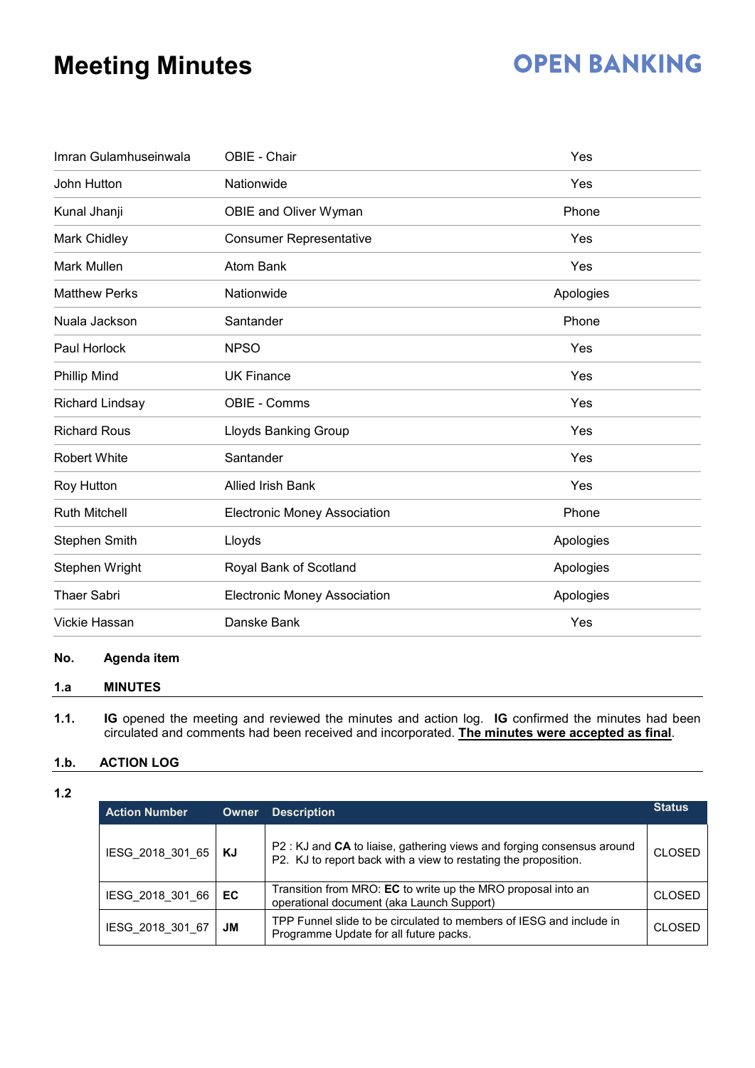# Meeting Minutes

| | | |
|---|---|---|
| Imran Gulamhuseinwala | OBIE - Chair | Yes |
| John Hutton | Nationwide | Yes |
| Kunal Jhanji | OBIE and Oliver Wyman | Phone |
| Mark Chidley | Consumer Representative | Yes |
| Mark Mullen | Atom Bank | Yes |
| Matthew Perks | Nationwide | Apologies |
| Nuala Jackson | Santander | Phone |
| Paul Horlock | NPSO | Yes |
| Phillip Mind | UK Finance | Yes |
| Richard Lindsay | OBIE - Comms | Yes |
| Richard Rous | Lloyds Banking Group | Yes |
| Robert White | Santander | Yes |
| Roy Hutton | Allied Irish Bank | Yes |
| Ruth Mitchell | Electronic Money Association | Phone |
| Stephen Smith | Lloyds | Apologies |
| Stephen Wright | Royal Bank of Scotland | Apologies |
| Thaer Sabri | Electronic Money Association | Apologies |
| Vickie Hassan | Danske Bank | Yes |

**No.** **Agenda item**

**1.a** **MINUTES**

**1.1.** **IG** opened the meeting and reviewed the minutes and action log. **IG** confirmed the minutes had been circulated and comments had been received and incorporated. **The minutes were accepted as final**.

**1.b.** **ACTION LOG**

**1.2**

| Action Number | Owner | Description | Status |
|---|---|---|---|
| IESG_2018_301_65 | **KJ** | P2 : KJ and **CA** to liaise, gathering views and forging consensus around P2. KJ to report back with a view to restating the proposition. | CLOSED |
| IESG_2018_301_66 | **EC** | Transition from MRO: **EC** to write up the MRO proposal into an operational document (aka Launch Support) | CLOSED |
| IESG_2018_301_67 | **JM** | TPP Funnel slide to be circulated to members of IESG and include in Programme Update for all future packs. | CLOSED |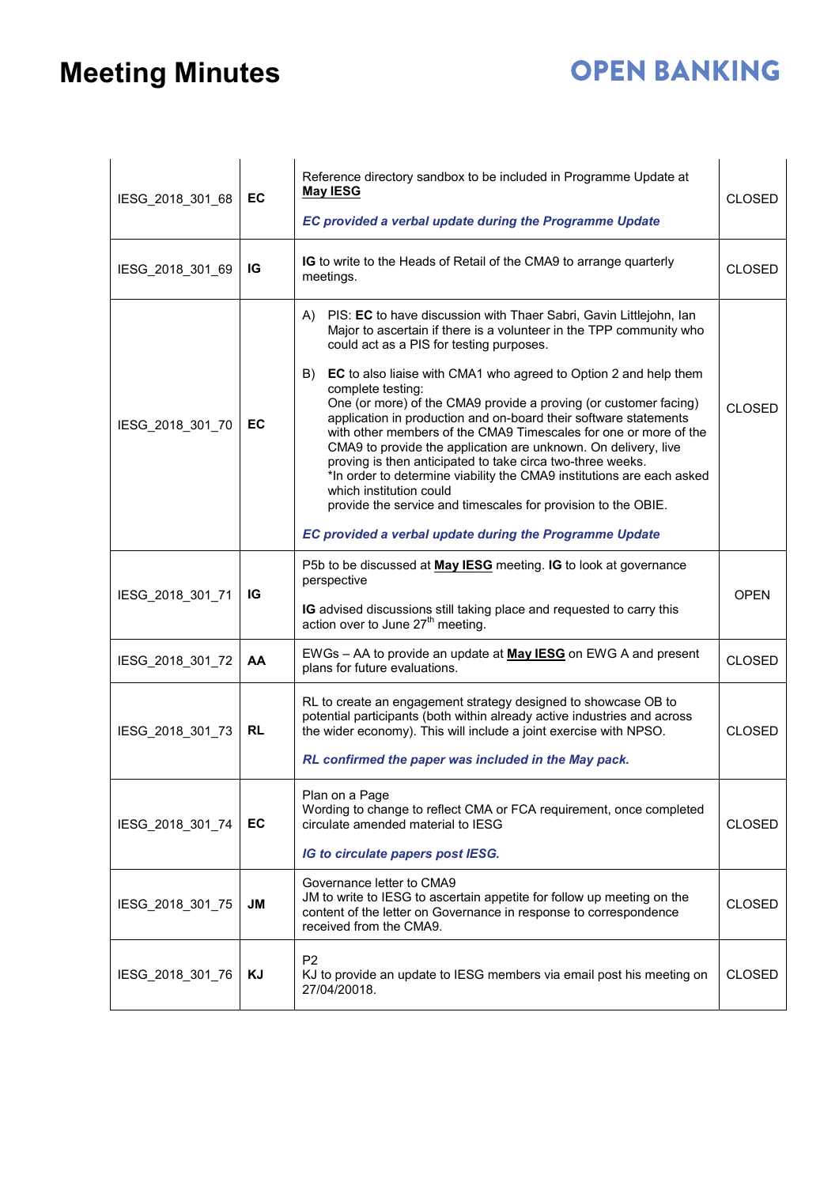| | | | |
|---|---|---|---|
| IESG_2018_301_68 | **EC** | Reference directory sandbox to be included in Programme Update at **May IESG**<br><br>***EC provided a verbal update during the Programme Update*** | CLOSED |
| IESG_2018_301_69 | **IG** | **IG** to write to the Heads of Retail of the CMA9 to arrange quarterly meetings. | CLOSED |
| IESG_2018_301_70 | **EC** | A) PIS: **EC** to have discussion with Thaer Sabri, Gavin Littlejohn, Ian Major to ascertain if there is a volunteer in the TPP community who could act as a PIS for testing purposes.<br><br>B) **EC** to also liaise with CMA1 who agreed to Option 2 and help them complete testing:<br>One (or more) of the CMA9 provide a proving (or customer facing) application in production and on-board their software statements with other members of the CMA9 Timescales for one or more of the CMA9 to provide the application are unknown. On delivery, live proving is then anticipated to take circa two-three weeks.<br>*In order to determine viability the CMA9 institutions are each asked which institution could<br>provide the service and timescales for provision to the OBIE.<br><br>***EC provided a verbal update during the Programme Update*** | CLOSED |
| IESG_2018_301_71 | **IG** | P5b to be discussed at **May IESG** meeting. **IG** to look at governance perspective<br><br>**IG** advised discussions still taking place and requested to carry this action over to June 27th meeting. | OPEN |
| IESG_2018_301_72 | **AA** | EWGs – AA to provide an update at **May IESG** on EWG A and present plans for future evaluations. | CLOSED |
| IESG_2018_301_73 | **RL** | RL to create an engagement strategy designed to showcase OB to potential participants (both within already active industries and across the wider economy). This will include a joint exercise with NPSO.<br><br>***RL confirmed the paper was included in the May pack.*** | CLOSED |
| IESG_2018_301_74 | **EC** | Plan on a Page<br>Wording to change to reflect CMA or FCA requirement, once completed circulate amended material to IESG<br><br>***IG to circulate papers post IESG.*** | CLOSED |
| IESG_2018_301_75 | **JM** | Governance letter to CMA9<br>JM to write to IESG to ascertain appetite for follow up meeting on the content of the letter on Governance in response to correspondence received from the CMA9. | CLOSED |
| IESG_2018_301_76 | **KJ** | P2<br>KJ to provide an update to IESG members via email post his meeting on 27/04/20018. | CLOSED |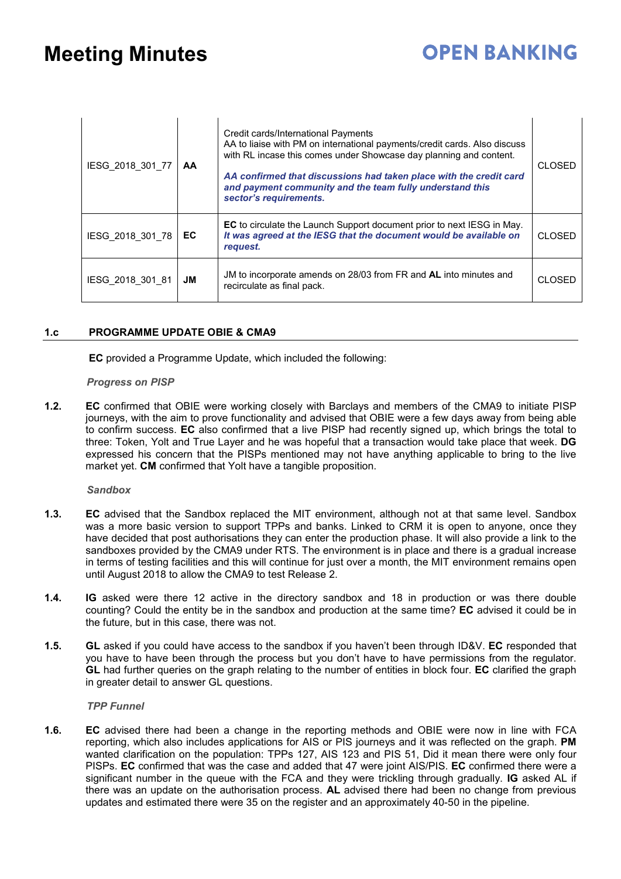| IESG_2018_301_77 | **AA** | Credit cards/International Payments<br>AA to liaise with PM on international payments/credit cards. Also discuss with RL incase this comes under Showcase day planning and content.<br><br>***AA confirmed that discussions had taken place with the credit card and payment community and the team fully understand this sector's requirements.*** | CLOSED |
|---|---|---|---|
| IESG_2018_301_78 | **EC** | **EC** to circulate the Launch Support document prior to next IESG in May. ***It was agreed at the IESG that the document would be available on request.*** | CLOSED |
| IESG_2018_301_81 | **JM** | JM to incorporate amends on 28/03 from FR and **AL** into minutes and recirculate as final pack. | CLOSED |

**1.c PROGRAMME UPDATE OBIE & CMA9**

**EC** provided a Programme Update, which included the following:

***Progress on PISP***

**1.2.** **EC** confirmed that OBIE were working closely with Barclays and members of the CMA9 to initiate PISP journeys, with the aim to prove functionality and advised that OBIE were a few days away from being able to confirm success. **EC** also confirmed that a live PISP had recently signed up, which brings the total to three: Token, Yolt and True Layer and he was hopeful that a transaction would take place that week. **DG** expressed his concern that the PISPs mentioned may not have anything applicable to bring to the live market yet. **CM** confirmed that Yolt have a tangible proposition.

***Sandbox***

**1.3.** **EC** advised that the Sandbox replaced the MIT environment, although not at that same level. Sandbox was a more basic version to support TPPs and banks. Linked to CRM it is open to anyone, once they have decided that post authorisations they can enter the production phase. It will also provide a link to the sandboxes provided by the CMA9 under RTS. The environment is in place and there is a gradual increase in terms of testing facilities and this will continue for just over a month, the MIT environment remains open until August 2018 to allow the CMA9 to test Release 2.

**1.4.** **IG** asked were there 12 active in the directory sandbox and 18 in production or was there double counting? Could the entity be in the sandbox and production at the same time? **EC** advised it could be in the future, but in this case, there was not.

**1.5.** **GL** asked if you could have access to the sandbox if you haven't been through ID&V. **EC** responded that you have to have been through the process but you don't have to have permissions from the regulator. **GL** had further queries on the graph relating to the number of entities in block four. **EC** clarified the graph in greater detail to answer GL questions.

***TPP Funnel***

**1.6.** **EC** advised there had been a change in the reporting methods and OBIE were now in line with FCA reporting, which also includes applications for AIS or PIS journeys and it was reflected on the graph. **PM** wanted clarification on the population: TPPs 127, AIS 123 and PIS 51, Did it mean there were only four PISPs. **EC** confirmed that was the case and added that 47 were joint AIS/PIS. **EC** confirmed there were a significant number in the queue with the FCA and they were trickling through gradually. **IG** asked AL if there was an update on the authorisation process. **AL** advised there had been no change from previous updates and estimated there were 35 on the register and an approximately 40-50 in the pipeline.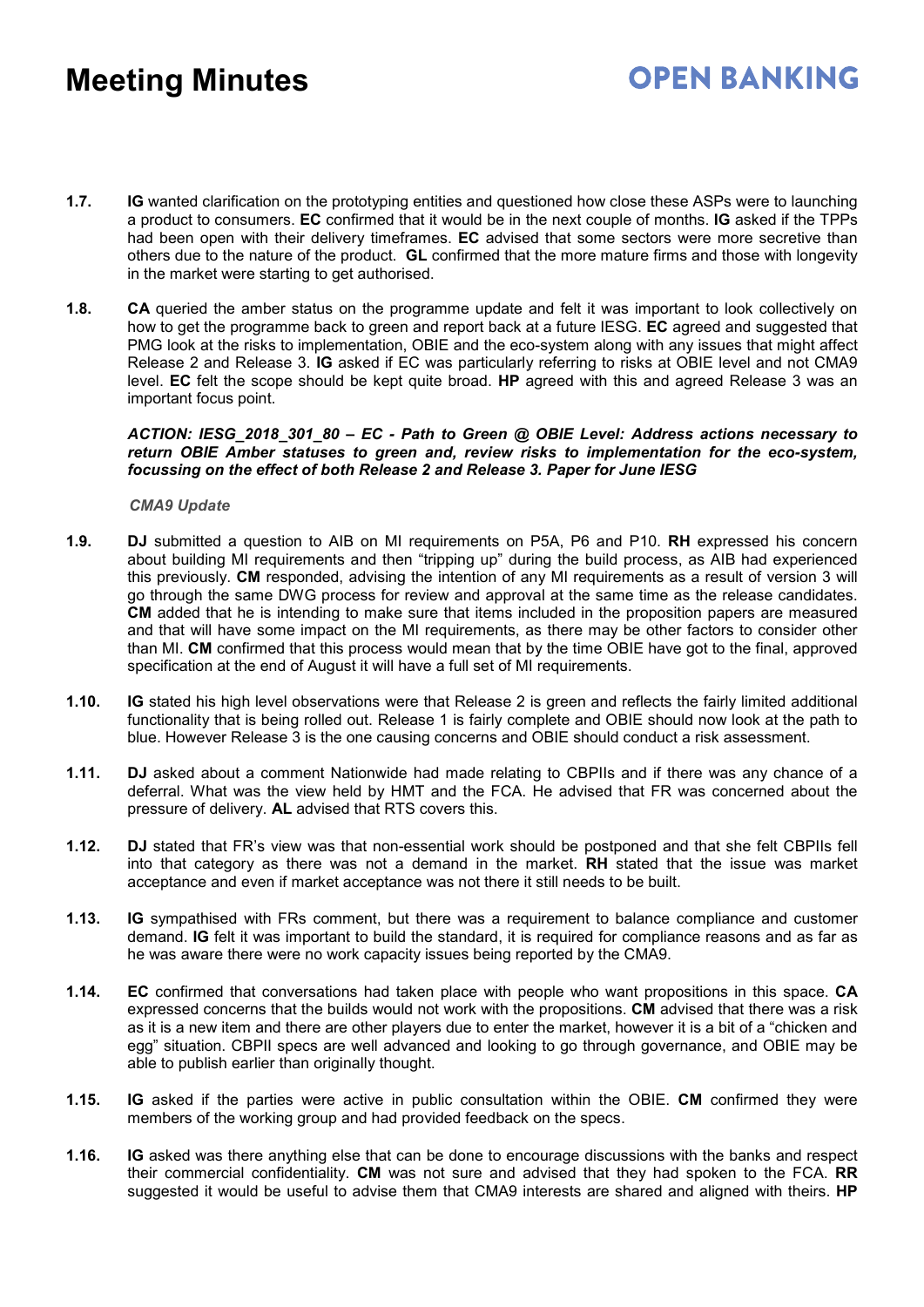**1.7.** **IG** wanted clarification on the prototyping entities and questioned how close these ASPs were to launching a product to consumers. **EC** confirmed that it would be in the next couple of months. **IG** asked if the TPPs had been open with their delivery timeframes. **EC** advised that some sectors were more secretive than others due to the nature of the product. **GL** confirmed that the more mature firms and those with longevity in the market were starting to get authorised.

**1.8.** **CA** queried the amber status on the programme update and felt it was important to look collectively on how to get the programme back to green and report back at a future IESG. **EC** agreed and suggested that PMG look at the risks to implementation, OBIE and the eco-system along with any issues that might affect Release 2 and Release 3. **IG** asked if EC was particularly referring to risks at OBIE level and not CMA9 level. **EC** felt the scope should be kept quite broad. **HP** agreed with this and agreed Release 3 was an important focus point.

***ACTION: IESG_2018_301_80 – EC - Path to Green @ OBIE Level: Address actions necessary to return OBIE Amber statuses to green and, review risks to implementation for the eco-system, focussing on the effect of both Release 2 and Release 3. Paper for June IESG***

*CMA9 Update*

**1.9.** **DJ** submitted a question to AIB on MI requirements on P5A, P6 and P10. **RH** expressed his concern about building MI requirements and then "tripping up" during the build process, as AIB had experienced this previously. **CM** responded, advising the intention of any MI requirements as a result of version 3 will go through the same DWG process for review and approval at the same time as the release candidates. **CM** added that he is intending to make sure that items included in the proposition papers are measured and that will have some impact on the MI requirements, as there may be other factors to consider other than MI. **CM** confirmed that this process would mean that by the time OBIE have got to the final, approved specification at the end of August it will have a full set of MI requirements.

**1.10.** **IG** stated his high level observations were that Release 2 is green and reflects the fairly limited additional functionality that is being rolled out. Release 1 is fairly complete and OBIE should now look at the path to blue. However Release 3 is the one causing concerns and OBIE should conduct a risk assessment.

**1.11.** **DJ** asked about a comment Nationwide had made relating to CBPIIs and if there was any chance of a deferral. What was the view held by HMT and the FCA. He advised that FR was concerned about the pressure of delivery. **AL** advised that RTS covers this.

**1.12.** **DJ** stated that FR's view was that non-essential work should be postponed and that she felt CBPIIs fell into that category as there was not a demand in the market. **RH** stated that the issue was market acceptance and even if market acceptance was not there it still needs to be built.

**1.13.** **IG** sympathised with FRs comment, but there was a requirement to balance compliance and customer demand. **IG** felt it was important to build the standard, it is required for compliance reasons and as far as he was aware there were no work capacity issues being reported by the CMA9.

**1.14.** **EC** confirmed that conversations had taken place with people who want propositions in this space. **CA** expressed concerns that the builds would not work with the propositions. **CM** advised that there was a risk as it is a new item and there are other players due to enter the market, however it is a bit of a "chicken and egg" situation. CBPII specs are well advanced and looking to go through governance, and OBIE may be able to publish earlier than originally thought.

**1.15.** **IG** asked if the parties were active in public consultation within the OBIE. **CM** confirmed they were members of the working group and had provided feedback on the specs.

**1.16.** **IG** asked was there anything else that can be done to encourage discussions with the banks and respect their commercial confidentiality. **CM** was not sure and advised that they had spoken to the FCA. **RR** suggested it would be useful to advise them that CMA9 interests are shared and aligned with theirs. **HP**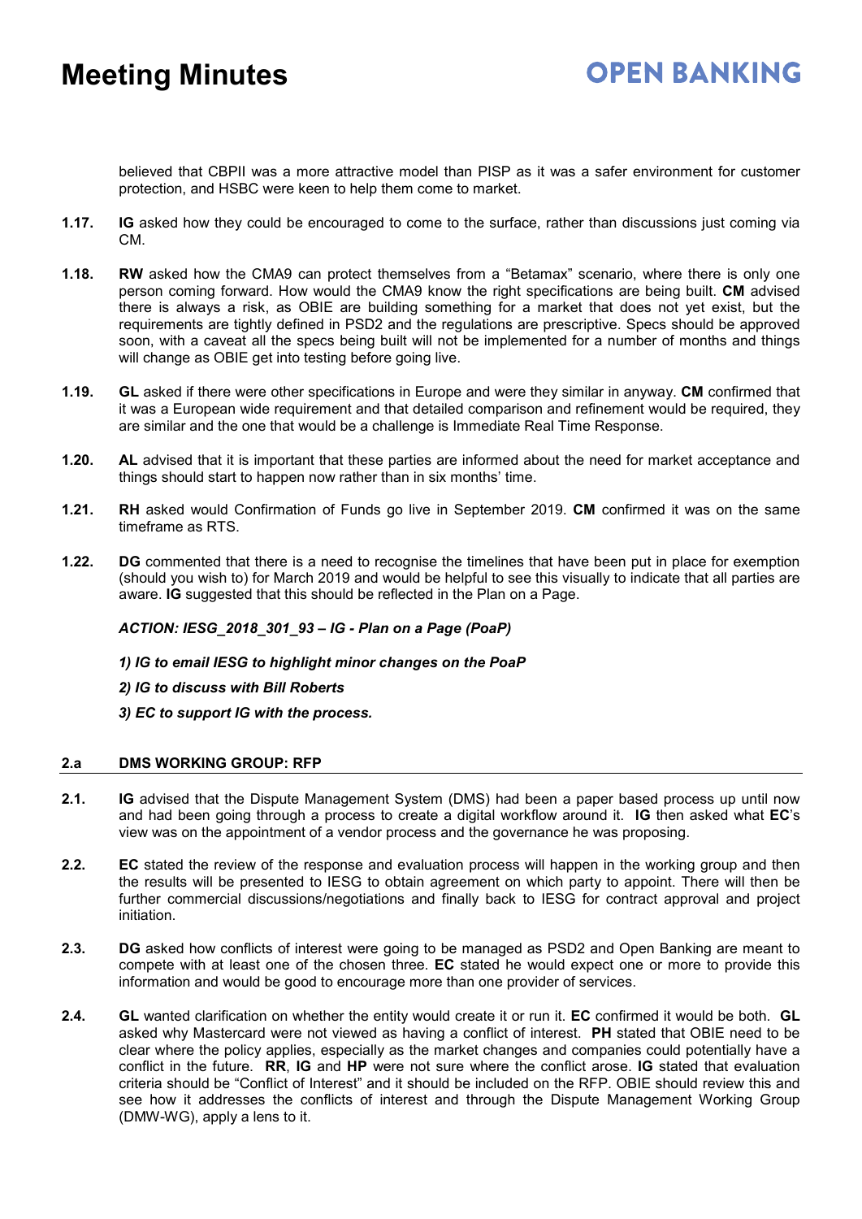believed that CBPII was a more attractive model than PISP as it was a safer environment for customer protection, and HSBC were keen to help them come to market.

**1.17.** **IG** asked how they could be encouraged to come to the surface, rather than discussions just coming via CM.

**1.18.** **RW** asked how the CMA9 can protect themselves from a "Betamax" scenario, where there is only one person coming forward. How would the CMA9 know the right specifications are being built. **CM** advised there is always a risk, as OBIE are building something for a market that does not yet exist, but the requirements are tightly defined in PSD2 and the regulations are prescriptive. Specs should be approved soon, with a caveat all the specs being built will not be implemented for a number of months and things will change as OBIE get into testing before going live.

**1.19.** **GL** asked if there were other specifications in Europe and were they similar in anyway. **CM** confirmed that it was a European wide requirement and that detailed comparison and refinement would be required, they are similar and the one that would be a challenge is Immediate Real Time Response.

**1.20.** **AL** advised that it is important that these parties are informed about the need for market acceptance and things should start to happen now rather than in six months' time.

**1.21.** **RH** asked would Confirmation of Funds go live in September 2019. **CM** confirmed it was on the same timeframe as RTS.

**1.22.** **DG** commented that there is a need to recognise the timelines that have been put in place for exemption (should you wish to) for March 2019 and would be helpful to see this visually to indicate that all parties are aware. **IG** suggested that this should be reflected in the Plan on a Page.

***ACTION: IESG_2018_301_93 – IG - Plan on a Page (PoaP)***

***1) IG to email IESG to highlight minor changes on the PoaP***

***2) IG to discuss with Bill Roberts***

***3) EC to support IG with the process.***

## 2.a DMS WORKING GROUP: RFP

**2.1.** **IG** advised that the Dispute Management System (DMS) had been a paper based process up until now and had been going through a process to create a digital workflow around it. **IG** then asked what **EC**'s view was on the appointment of a vendor process and the governance he was proposing.

**2.2.** **EC** stated the review of the response and evaluation process will happen in the working group and then the results will be presented to IESG to obtain agreement on which party to appoint. There will then be further commercial discussions/negotiations and finally back to IESG for contract approval and project initiation.

**2.3.** **DG** asked how conflicts of interest were going to be managed as PSD2 and Open Banking are meant to compete with at least one of the chosen three. **EC** stated he would expect one or more to provide this information and would be good to encourage more than one provider of services.

**2.4.** **GL** wanted clarification on whether the entity would create it or run it. **EC** confirmed it would be both. **GL** asked why Mastercard were not viewed as having a conflict of interest. **PH** stated that OBIE need to be clear where the policy applies, especially as the market changes and companies could potentially have a conflict in the future. **RR**, **IG** and **HP** were not sure where the conflict arose. **IG** stated that evaluation criteria should be "Conflict of Interest" and it should be included on the RFP. OBIE should review this and see how it addresses the conflicts of interest and through the Dispute Management Working Group (DMW-WG), apply a lens to it.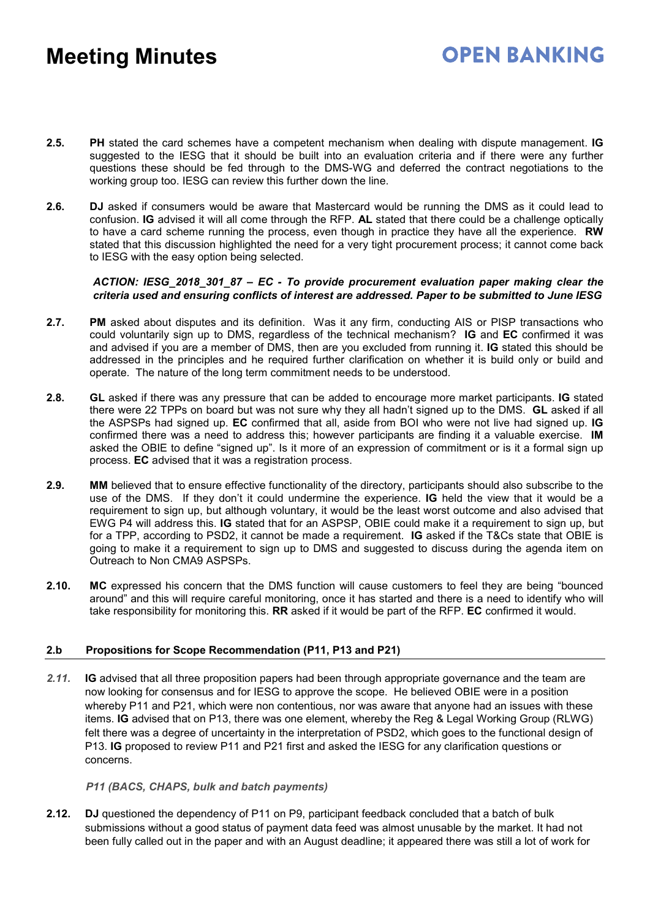**2.5.** **PH** stated the card schemes have a competent mechanism when dealing with dispute management. **IG** suggested to the IESG that it should be built into an evaluation criteria and if there were any further questions these should be fed through to the DMS-WG and deferred the contract negotiations to the working group too. IESG can review this further down the line.

**2.6.** **DJ** asked if consumers would be aware that Mastercard would be running the DMS as it could lead to confusion. **IG** advised it will all come through the RFP. **AL** stated that there could be a challenge optically to have a card scheme running the process, even though in practice they have all the experience. **RW** stated that this discussion highlighted the need for a very tight procurement process; it cannot come back to IESG with the easy option being selected.

***ACTION: IESG_2018_301_87 – EC - To provide procurement evaluation paper making clear the criteria used and ensuring conflicts of interest are addressed. Paper to be submitted to June IESG***

**2.7.** **PM** asked about disputes and its definition. Was it any firm, conducting AIS or PISP transactions who could voluntarily sign up to DMS, regardless of the technical mechanism? **IG** and **EC** confirmed it was and advised if you are a member of DMS, then are you excluded from running it. **IG** stated this should be addressed in the principles and he required further clarification on whether it is build only or build and operate. The nature of the long term commitment needs to be understood.

**2.8.** **GL** asked if there was any pressure that can be added to encourage more market participants. **IG** stated there were 22 TPPs on board but was not sure why they all hadn't signed up to the DMS. **GL** asked if all the ASPSPs had signed up. **EC** confirmed that all, aside from BOI who were not live had signed up. **IG** confirmed there was a need to address this; however participants are finding it a valuable exercise. **IM** asked the OBIE to define "signed up". Is it more of an expression of commitment or is it a formal sign up process. **EC** advised that it was a registration process.

**2.9.** **MM** believed that to ensure effective functionality of the directory, participants should also subscribe to the use of the DMS. If they don't it could undermine the experience. **IG** held the view that it would be a requirement to sign up, but although voluntary, it would be the least worst outcome and also advised that EWG P4 will address this. **IG** stated that for an ASPSP, OBIE could make it a requirement to sign up, but for a TPP, according to PSD2, it cannot be made a requirement. **IG** asked if the T&Cs state that OBIE is going to make it a requirement to sign up to DMS and suggested to discuss during the agenda item on Outreach to Non CMA9 ASPSPs.

**2.10.** **MC** expressed his concern that the DMS function will cause customers to feel they are being "bounced around" and this will require careful monitoring, once it has started and there is a need to identify who will take responsibility for monitoring this. **RR** asked if it would be part of the RFP. **EC** confirmed it would.

## 2.b Propositions for Scope Recommendation (P11, P13 and P21)

*2.11.* **IG** advised that all three proposition papers had been through appropriate governance and the team are now looking for consensus and for IESG to approve the scope. He believed OBIE were in a position whereby P11 and P21, which were non contentious, nor was aware that anyone had an issues with these items. **IG** advised that on P13, there was one element, whereby the Reg & Legal Working Group (RLWG) felt there was a degree of uncertainty in the interpretation of PSD2, which goes to the functional design of P13. **IG** proposed to review P11 and P21 first and asked the IESG for any clarification questions or concerns.

*P11 (BACS, CHAPS, bulk and batch payments)*

**2.12.** **DJ** questioned the dependency of P11 on P9, participant feedback concluded that a batch of bulk submissions without a good status of payment data feed was almost unusable by the market. It had not been fully called out in the paper and with an August deadline; it appeared there was still a lot of work for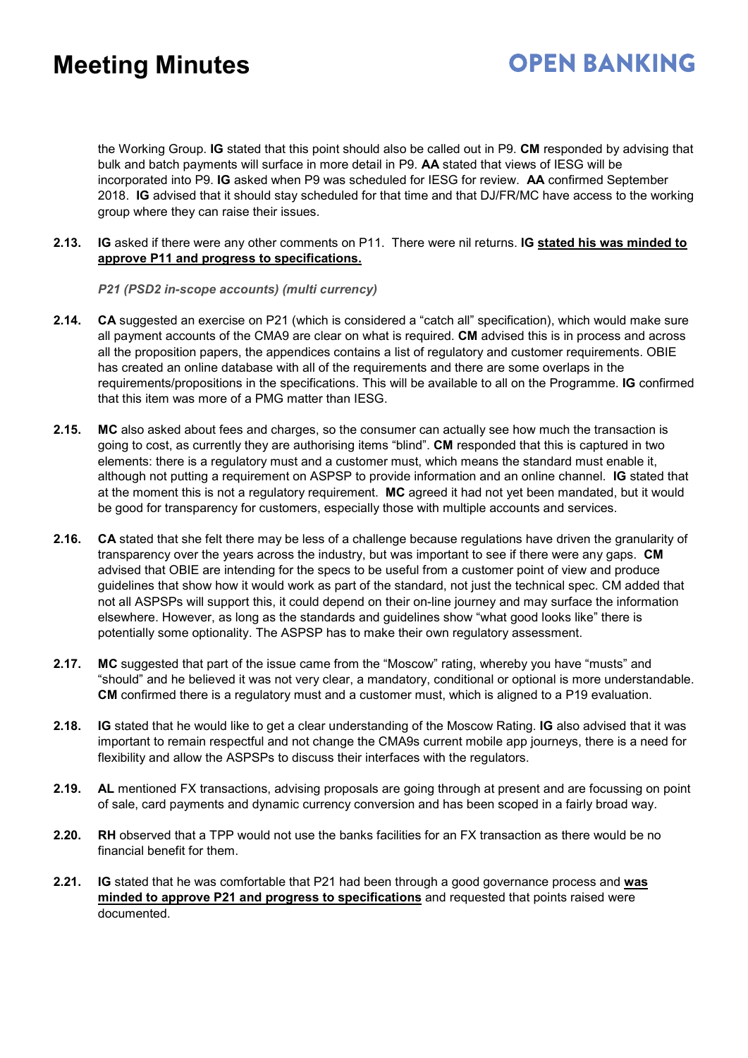the Working Group. **IG** stated that this point should also be called out in P9. **CM** responded by advising that bulk and batch payments will surface in more detail in P9. **AA** stated that views of IESG will be incorporated into P9. **IG** asked when P9 was scheduled for IESG for review. **AA** confirmed September 2018. **IG** advised that it should stay scheduled for that time and that DJ/FR/MC have access to the working group where they can raise their issues.

**2.13.** **IG** asked if there were any other comments on P11. There were nil returns. **IG** <u>**stated his was minded to approve P11 and progress to specifications.**</u>

***P21 (PSD2 in-scope accounts) (multi currency)***

**2.14.** **CA** suggested an exercise on P21 (which is considered a "catch all" specification), which would make sure all payment accounts of the CMA9 are clear on what is required. **CM** advised this is in process and across all the proposition papers, the appendices contains a list of regulatory and customer requirements. OBIE has created an online database with all of the requirements and there are some overlaps in the requirements/propositions in the specifications. This will be available to all on the Programme. **IG** confirmed that this item was more of a PMG matter than IESG.

**2.15.** **MC** also asked about fees and charges, so the consumer can actually see how much the transaction is going to cost, as currently they are authorising items "blind". **CM** responded that this is captured in two elements: there is a regulatory must and a customer must, which means the standard must enable it, although not putting a requirement on ASPSP to provide information and an online channel. **IG** stated that at the moment this is not a regulatory requirement. **MC** agreed it had not yet been mandated, but it would be good for transparency for customers, especially those with multiple accounts and services.

**2.16.** **CA** stated that she felt there may be less of a challenge because regulations have driven the granularity of transparency over the years across the industry, but was important to see if there were any gaps. **CM** advised that OBIE are intending for the specs to be useful from a customer point of view and produce guidelines that show how it would work as part of the standard, not just the technical spec. CM added that not all ASPSPs will support this, it could depend on their on-line journey and may surface the information elsewhere. However, as long as the standards and guidelines show "what good looks like" there is potentially some optionality. The ASPSP has to make their own regulatory assessment.

**2.17.** **MC** suggested that part of the issue came from the "Moscow" rating, whereby you have "musts" and "should" and he believed it was not very clear, a mandatory, conditional or optional is more understandable. **CM** confirmed there is a regulatory must and a customer must, which is aligned to a P19 evaluation.

**2.18.** **IG** stated that he would like to get a clear understanding of the Moscow Rating. **IG** also advised that it was important to remain respectful and not change the CMA9s current mobile app journeys, there is a need for flexibility and allow the ASPSPs to discuss their interfaces with the regulators.

**2.19.** **AL** mentioned FX transactions, advising proposals are going through at present and are focussing on point of sale, card payments and dynamic currency conversion and has been scoped in a fairly broad way.

**2.20.** **RH** observed that a TPP would not use the banks facilities for an FX transaction as there would be no financial benefit for them.

**2.21.** **IG** stated that he was comfortable that P21 had been through a good governance process and <u>**was minded to approve P21 and progress to specifications**</u> and requested that points raised were documented.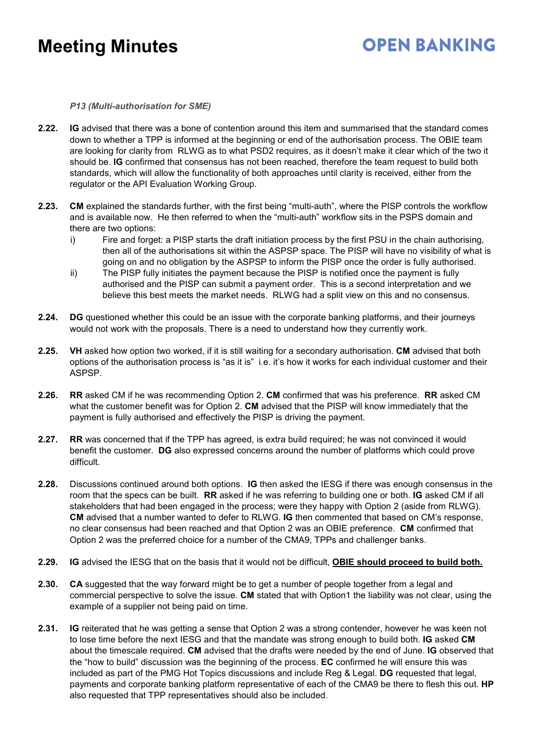*P13 (Multi-authorisation for SME)*

**2.22.** **IG** advised that there was a bone of contention around this item and summarised that the standard comes down to whether a TPP is informed at the beginning or end of the authorisation process. The OBIE team are looking for clarity from RLWG as to what PSD2 requires, as it doesn't make it clear which of the two it should be. **IG** confirmed that consensus has not been reached, therefore the team request to build both standards, which will allow the functionality of both approaches until clarity is received, either from the regulator or the API Evaluation Working Group.

**2.23.** **CM** explained the standards further, with the first being "multi-auth", where the PISP controls the workflow and is available now. He then referred to when the "multi-auth" workflow sits in the PSPS domain and there are two options:

i) Fire and forget: a PISP starts the draft initiation process by the first PSU in the chain authorising, then all of the authorisations sit within the ASPSP space. The PISP will have no visibility of what is going on and no obligation by the ASPSP to inform the PISP once the order is fully authorised.

ii) The PISP fully initiates the payment because the PISP is notified once the payment is fully authorised and the PISP can submit a payment order. This is a second interpretation and we believe this best meets the market needs. RLWG had a split view on this and no consensus.

**2.24.** **DG** questioned whether this could be an issue with the corporate banking platforms, and their journeys would not work with the proposals. There is a need to understand how they currently work.

**2.25.** **VH** asked how option two worked, if it is still waiting for a secondary authorisation. **CM** advised that both options of the authorisation process is "as it is" i.e. it's how it works for each individual customer and their ASPSP.

**2.26.** **RR** asked CM if he was recommending Option 2. **CM** confirmed that was his preference. **RR** asked CM what the customer benefit was for Option 2. **CM** advised that the PISP will know immediately that the payment is fully authorised and effectively the PISP is driving the payment.

**2.27.** **RR** was concerned that if the TPP has agreed, is extra build required; he was not convinced it would benefit the customer. **DG** also expressed concerns around the number of platforms which could prove difficult.

**2.28.** Discussions continued around both options. **IG** then asked the IESG if there was enough consensus in the room that the specs can be built. **RR** asked if he was referring to building one or both. **IG** asked CM if all stakeholders that had been engaged in the process; were they happy with Option 2 (aside from RLWG). **CM** advised that a number wanted to defer to RLWG. **IG** then commented that based on CM's response, no clear consensus had been reached and that Option 2 was an OBIE preference. **CM** confirmed that Option 2 was the preferred choice for a number of the CMA9, TPPs and challenger banks.

**2.29.** **IG** advised the IESG that on the basis that it would not be difficult, <u>**OBIE should proceed to build both.**</u>

**2.30.** **CA** suggested that the way forward might be to get a number of people together from a legal and commercial perspective to solve the issue. **CM** stated that with Option1 the liability was not clear, using the example of a supplier not being paid on time.

**2.31.** **IG** reiterated that he was getting a sense that Option 2 was a strong contender, however he was keen not to lose time before the next IESG and that the mandate was strong enough to build both. **IG** asked **CM** about the timescale required. **CM** advised that the drafts were needed by the end of June. **IG** observed that the "how to build" discussion was the beginning of the process. **EC** confirmed he will ensure this was included as part of the PMG Hot Topics discussions and include Reg & Legal. **DG** requested that legal, payments and corporate banking platform representative of each of the CMA9 be there to flesh this out. **HP** also requested that TPP representatives should also be included.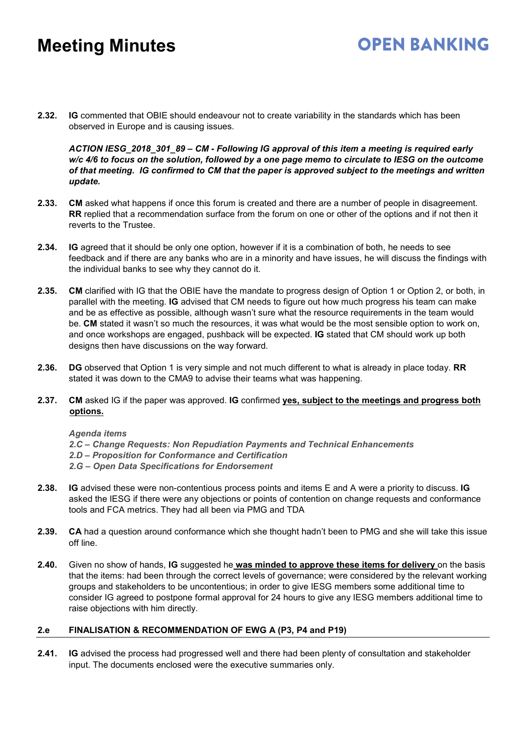**2.32.** **IG** commented that OBIE should endeavour not to create variability in the standards which has been observed in Europe and is causing issues.

***ACTION IESG_2018_301_89 – CM - Following IG approval of this item a meeting is required early w/c 4/6 to focus on the solution, followed by a one page memo to circulate to IESG on the outcome of that meeting. IG confirmed to CM that the paper is approved subject to the meetings and written update.***

**2.33.** **CM** asked what happens if once this forum is created and there are a number of people in disagreement. **RR** replied that a recommendation surface from the forum on one or other of the options and if not then it reverts to the Trustee.

**2.34.** **IG** agreed that it should be only one option, however if it is a combination of both, he needs to see feedback and if there are any banks who are in a minority and have issues, he will discuss the findings with the individual banks to see why they cannot do it.

**2.35.** **CM** clarified with IG that the OBIE have the mandate to progress design of Option 1 or Option 2, or both, in parallel with the meeting. **IG** advised that CM needs to figure out how much progress his team can make and be as effective as possible, although wasn't sure what the resource requirements in the team would be. **CM** stated it wasn't so much the resources, it was what would be the most sensible option to work on, and once workshops are engaged, pushback will be expected. **IG** stated that CM should work up both designs then have discussions on the way forward.

**2.36.** **DG** observed that Option 1 is very simple and not much different to what is already in place today. **RR** stated it was down to the CMA9 to advise their teams what was happening.

**2.37.** **CM** asked IG if the paper was approved. **IG** confirmed **<u>yes, subject to the meetings and progress both options.</u>**

***Agenda items***
***2.C – Change Requests: Non Repudiation Payments and Technical Enhancements***
***2.D – Proposition for Conformance and Certification***
***2.G – Open Data Specifications for Endorsement***

**2.38.** **IG** advised these were non-contentious process points and items E and A were a priority to discuss. **IG** asked the IESG if there were any objections or points of contention on change requests and conformance tools and FCA metrics. They had all been via PMG and TDA

**2.39.** **CA** had a question around conformance which she thought hadn't been to PMG and she will take this issue off line.

**2.40.** Given no show of hands, **IG** suggested he **<u>was minded to approve these items for delivery</u>** on the basis that the items: had been through the correct levels of governance; were considered by the relevant working groups and stakeholders to be uncontentious; in order to give IESG members some additional time to consider IG agreed to postpone formal approval for 24 hours to give any IESG members additional time to raise objections with him directly.

## 2.e FINALISATION & RECOMMENDATION OF EWG A (P3, P4 and P19)

**2.41.** **IG** advised the process had progressed well and there had been plenty of consultation and stakeholder input. The documents enclosed were the executive summaries only.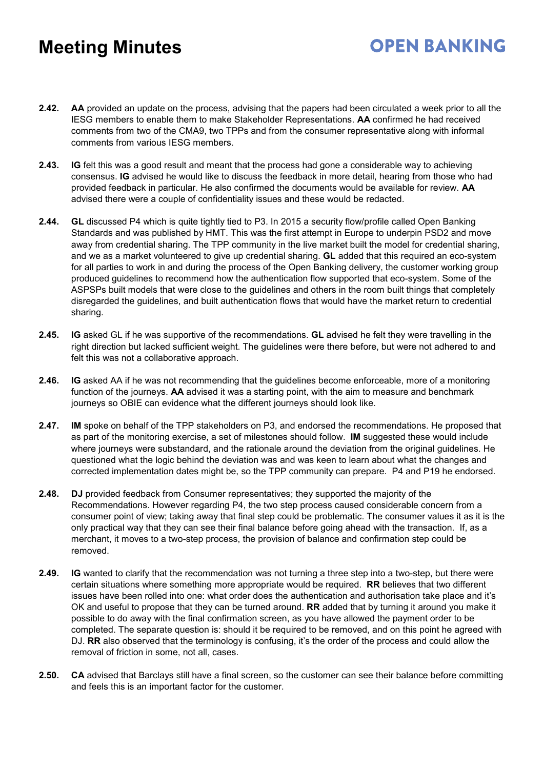**2.42.** **AA** provided an update on the process, advising that the papers had been circulated a week prior to all the IESG members to enable them to make Stakeholder Representations. **AA** confirmed he had received comments from two of the CMA9, two TPPs and from the consumer representative along with informal comments from various IESG members.

**2.43.** **IG** felt this was a good result and meant that the process had gone a considerable way to achieving consensus. **IG** advised he would like to discuss the feedback in more detail, hearing from those who had provided feedback in particular. He also confirmed the documents would be available for review. **AA** advised there were a couple of confidentiality issues and these would be redacted.

**2.44.** **GL** discussed P4 which is quite tightly tied to P3. In 2015 a security flow/profile called Open Banking Standards and was published by HMT. This was the first attempt in Europe to underpin PSD2 and move away from credential sharing. The TPP community in the live market built the model for credential sharing, and we as a market volunteered to give up credential sharing. **GL** added that this required an eco-system for all parties to work in and during the process of the Open Banking delivery, the customer working group produced guidelines to recommend how the authentication flow supported that eco-system. Some of the ASPSPs built models that were close to the guidelines and others in the room built things that completely disregarded the guidelines, and built authentication flows that would have the market return to credential sharing.

**2.45.** **IG** asked GL if he was supportive of the recommendations. **GL** advised he felt they were travelling in the right direction but lacked sufficient weight. The guidelines were there before, but were not adhered to and felt this was not a collaborative approach.

**2.46.** **IG** asked AA if he was not recommending that the guidelines become enforceable, more of a monitoring function of the journeys. **AA** advised it was a starting point, with the aim to measure and benchmark journeys so OBIE can evidence what the different journeys should look like.

**2.47.** **IM** spoke on behalf of the TPP stakeholders on P3, and endorsed the recommendations. He proposed that as part of the monitoring exercise, a set of milestones should follow. **IM** suggested these would include where journeys were substandard, and the rationale around the deviation from the original guidelines. He questioned what the logic behind the deviation was and was keen to learn about what the changes and corrected implementation dates might be, so the TPP community can prepare. P4 and P19 he endorsed.

**2.48.** **DJ** provided feedback from Consumer representatives; they supported the majority of the Recommendations. However regarding P4, the two step process caused considerable concern from a consumer point of view; taking away that final step could be problematic. The consumer values it as it is the only practical way that they can see their final balance before going ahead with the transaction. If, as a merchant, it moves to a two-step process, the provision of balance and confirmation step could be removed.

**2.49.** **IG** wanted to clarify that the recommendation was not turning a three step into a two-step, but there were certain situations where something more appropriate would be required. **RR** believes that two different issues have been rolled into one: what order does the authentication and authorisation take place and it's OK and useful to propose that they can be turned around. **RR** added that by turning it around you make it possible to do away with the final confirmation screen, as you have allowed the payment order to be completed. The separate question is: should it be required to be removed, and on this point he agreed with DJ. **RR** also observed that the terminology is confusing, it's the order of the process and could allow the removal of friction in some, not all, cases.

**2.50.** **CA** advised that Barclays still have a final screen, so the customer can see their balance before committing and feels this is an important factor for the customer.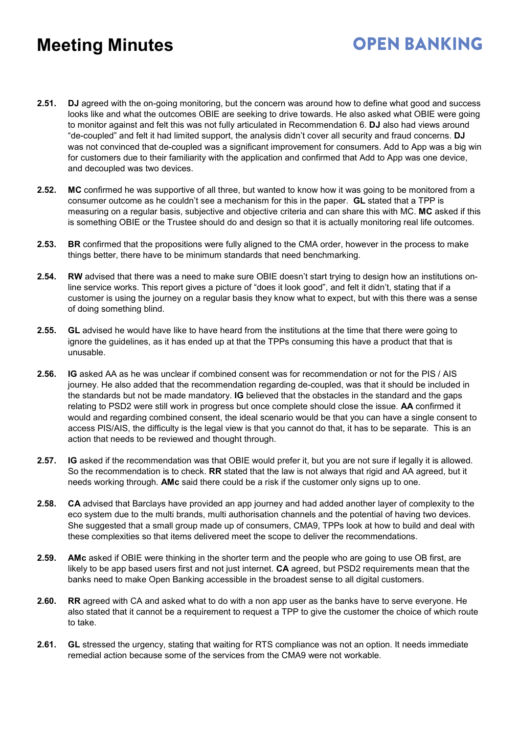# Meeting Minutes

**2.51.** **DJ** agreed with the on-going monitoring, but the concern was around how to define what good and success looks like and what the outcomes OBIE are seeking to drive towards. He also asked what OBIE were going to monitor against and felt this was not fully articulated in Recommendation 6. **DJ** also had views around "de-coupled" and felt it had limited support, the analysis didn't cover all security and fraud concerns. **DJ** was not convinced that de-coupled was a significant improvement for consumers. Add to App was a big win for customers due to their familiarity with the application and confirmed that Add to App was one device, and decoupled was two devices.

**2.52.** **MC** confirmed he was supportive of all three, but wanted to know how it was going to be monitored from a consumer outcome as he couldn't see a mechanism for this in the paper. **GL** stated that a TPP is measuring on a regular basis, subjective and objective criteria and can share this with MC. **MC** asked if this is something OBIE or the Trustee should do and design so that it is actually monitoring real life outcomes.

**2.53.** **BR** confirmed that the propositions were fully aligned to the CMA order, however in the process to make things better, there have to be minimum standards that need benchmarking.

**2.54.** **RW** advised that there was a need to make sure OBIE doesn't start trying to design how an institutions on-line service works. This report gives a picture of "does it look good", and felt it didn't, stating that if a customer is using the journey on a regular basis they know what to expect, but with this there was a sense of doing something blind.

**2.55.** **GL** advised he would have like to have heard from the institutions at the time that there were going to ignore the guidelines, as it has ended up at that the TPPs consuming this have a product that that is unusable.

**2.56.** **IG** asked AA as he was unclear if combined consent was for recommendation or not for the PIS / AIS journey. He also added that the recommendation regarding de-coupled, was that it should be included in the standards but not be made mandatory. **IG** believed that the obstacles in the standard and the gaps relating to PSD2 were still work in progress but once complete should close the issue. **AA** confirmed it would and regarding combined consent, the ideal scenario would be that you can have a single consent to access PIS/AIS, the difficulty is the legal view is that you cannot do that, it has to be separate. This is an action that needs to be reviewed and thought through.

**2.57.** **IG** asked if the recommendation was that OBIE would prefer it, but you are not sure if legally it is allowed. So the recommendation is to check. **RR** stated that the law is not always that rigid and AA agreed, but it needs working through. **AMc** said there could be a risk if the customer only signs up to one.

**2.58.** **CA** advised that Barclays have provided an app journey and had added another layer of complexity to the eco system due to the multi brands, multi authorisation channels and the potential of having two devices. She suggested that a small group made up of consumers, CMA9, TPPs look at how to build and deal with these complexities so that items delivered meet the scope to deliver the recommendations.

**2.59.** **AMc** asked if OBIE were thinking in the shorter term and the people who are going to use OB first, are likely to be app based users first and not just internet. **CA** agreed, but PSD2 requirements mean that the banks need to make Open Banking accessible in the broadest sense to all digital customers.

**2.60.** **RR** agreed with CA and asked what to do with a non app user as the banks have to serve everyone. He also stated that it cannot be a requirement to request a TPP to give the customer the choice of which route to take.

**2.61.** **GL** stressed the urgency, stating that waiting for RTS compliance was not an option. It needs immediate remedial action because some of the services from the CMA9 were not workable.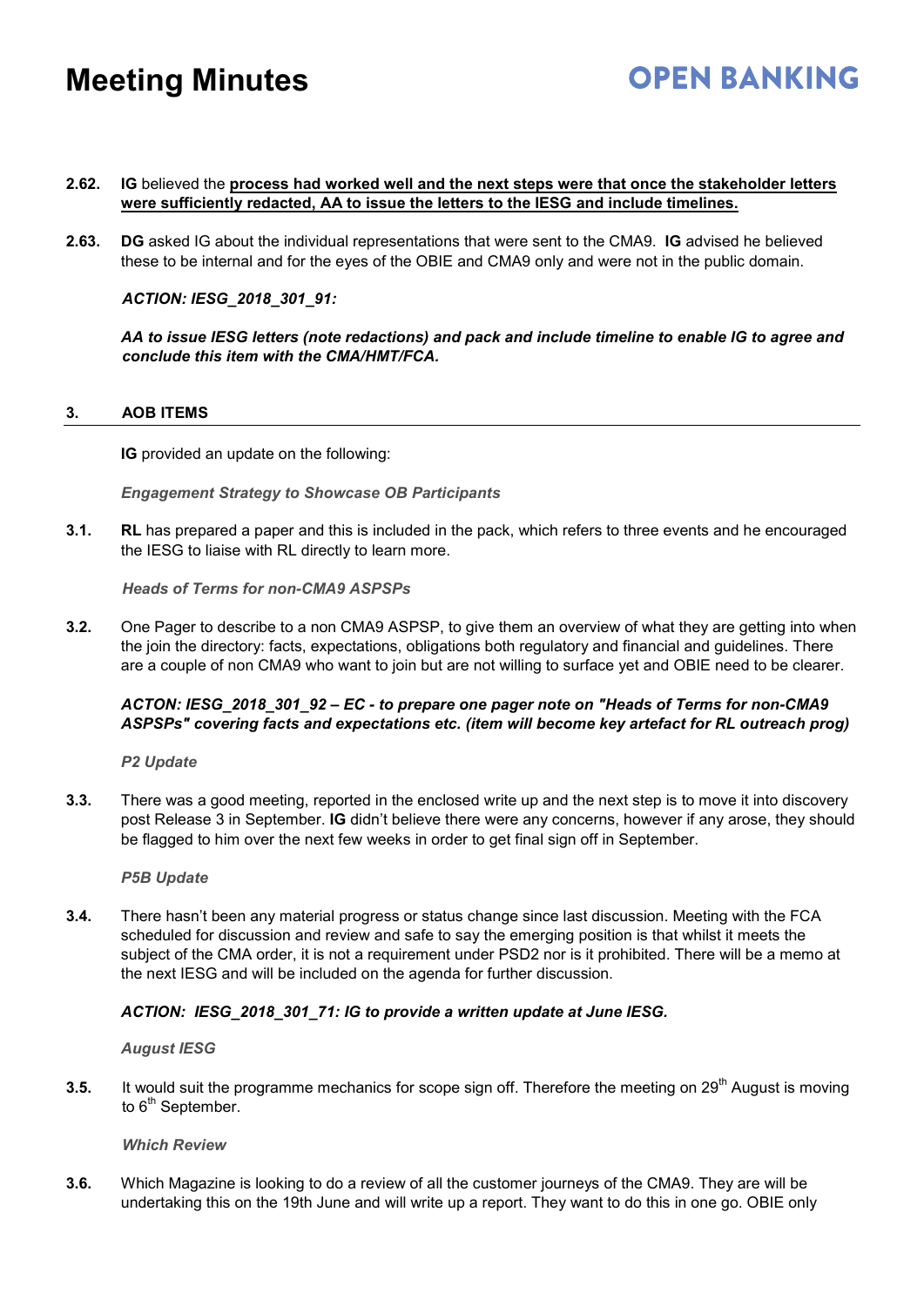**2.62.** **IG** believed the **process had worked well and the next steps were that once the stakeholder letters were sufficiently redacted, AA to issue the letters to the IESG and include timelines.**

**2.63.** **DG** asked IG about the individual representations that were sent to the CMA9. **IG** advised he believed these to be internal and for the eyes of the OBIE and CMA9 only and were not in the public domain.

***ACTION: IESG_2018_301_91:***

***AA to issue IESG letters (note redactions) and pack and include timeline to enable IG to agree and conclude this item with the CMA/HMT/FCA.***

## 3. AOB ITEMS

**IG** provided an update on the following:

***Engagement Strategy to Showcase OB Participants***

**3.1.** **RL** has prepared a paper and this is included in the pack, which refers to three events and he encouraged the IESG to liaise with RL directly to learn more.

***Heads of Terms for non-CMA9 ASPSPs***

**3.2.** One Pager to describe to a non CMA9 ASPSP, to give them an overview of what they are getting into when the join the directory: facts, expectations, obligations both regulatory and financial and guidelines. There are a couple of non CMA9 who want to join but are not willing to surface yet and OBIE need to be clearer.

***ACTON: IESG_2018_301_92 – EC - to prepare one pager note on "Heads of Terms for non-CMA9 ASPSPs" covering facts and expectations etc. (item will become key artefact for RL outreach prog)***

***P2 Update***

**3.3.** There was a good meeting, reported in the enclosed write up and the next step is to move it into discovery post Release 3 in September. **IG** didn't believe there were any concerns, however if any arose, they should be flagged to him over the next few weeks in order to get final sign off in September.

***P5B Update***

**3.4.** There hasn't been any material progress or status change since last discussion. Meeting with the FCA scheduled for discussion and review and safe to say the emerging position is that whilst it meets the subject of the CMA order, it is not a requirement under PSD2 nor is it prohibited. There will be a memo at the next IESG and will be included on the agenda for further discussion.

***ACTION: IESG_2018_301_71: IG to provide a written update at June IESG.***

***August IESG***

**3.5.** It would suit the programme mechanics for scope sign off. Therefore the meeting on 29th August is moving to 6th September.

***Which Review***

**3.6.** Which Magazine is looking to do a review of all the customer journeys of the CMA9. They are will be undertaking this on the 19th June and will write up a report. They want to do this in one go. OBIE only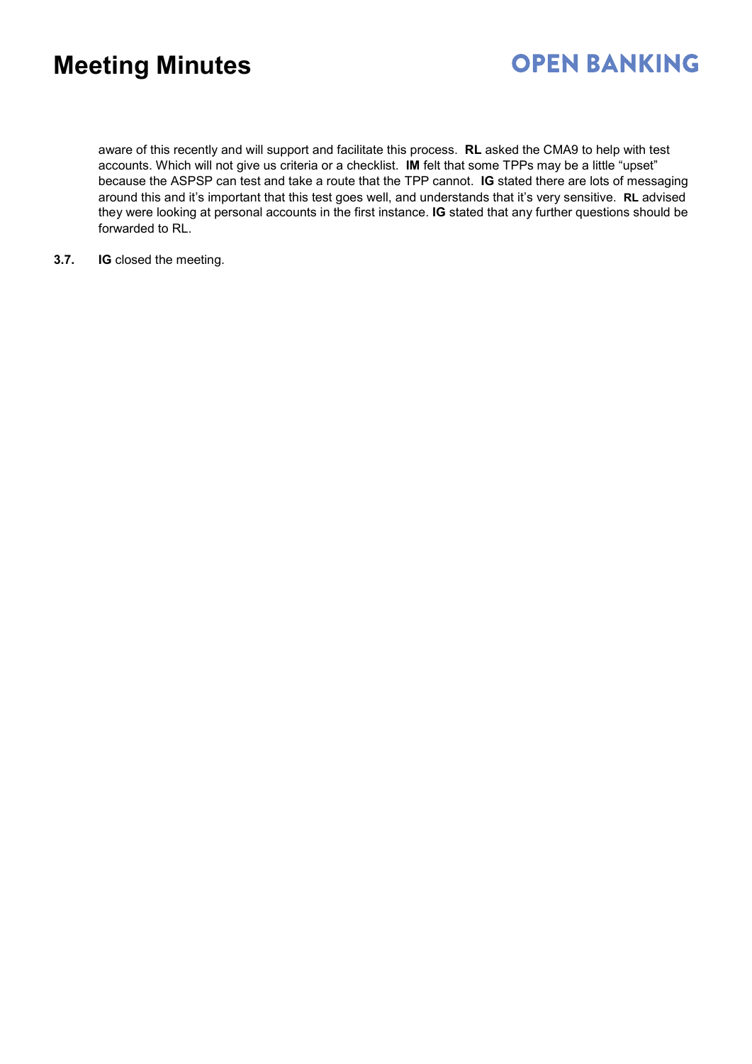aware of this recently and will support and facilitate this process. **RL** asked the CMA9 to help with test accounts. Which will not give us criteria or a checklist. **IM** felt that some TPPs may be a little "upset" because the ASPSP can test and take a route that the TPP cannot. **IG** stated there are lots of messaging around this and it's important that this test goes well, and understands that it's very sensitive. **RL** advised they were looking at personal accounts in the first instance. **IG** stated that any further questions should be forwarded to RL.

**3.7.** **IG** closed the meeting.